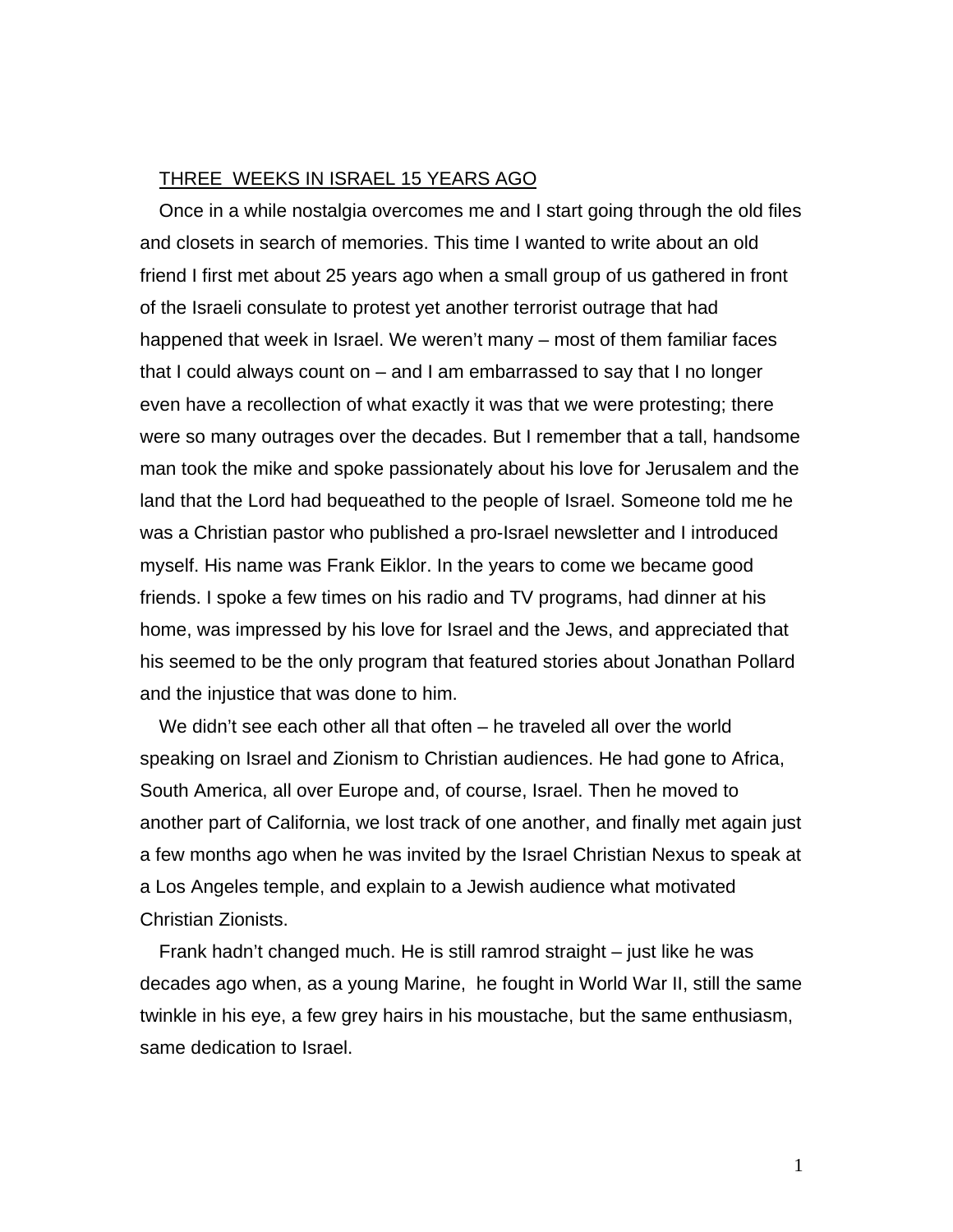<u>THREE WEEKS IN ISRAEL 15 YEARS AGO</u>

Once in a while nostalgia overcomes me and I start going through the old files and closets in search of memories. This time I wanted to write about an old friend I first met about 25 years ago when a small group of us gathered in front of the Israeli consulate to protest yet another terrorist outrage that had happened that week in Israel. We weren't many – most of them familiar faces that I could always count on – and I am embarrassed to say that I no longer even have a recollection of what exactly it was that we were protesting; there were so many outrages over the decades. But I remember that a tall, handsome man took the mike and spoke passionately about his love for Jerusalem and the land that the Lord had bequeathed to the people of Israel. Someone told me he was a Christian pastor who published a pro-Israel newsletter and I introduced myself. His name was Frank Eiklor. In the years to come we became good friends. I spoke a few times on his radio and TV programs, had dinner at his home, was impressed by his love for Israel and the Jews, and appreciated that his seemed to be the only program that featured stories about Jonathan Pollard and the injustice that was done to him.

We didn't see each other all that often – he traveled all over the world speaking on Israel and Zionism to Christian audiences. He had gone to Africa, South America, all over Europe and, of course, Israel. Then he moved to another part of California, we lost track of one another, and finally met again just a few months ago when he was invited by the Israel Christian Nexus to speak at a Los Angeles temple, and explain to a Jewish audience what motivated Christian Zionists.

Frank hadn't changed much. He is still ramrod straight – just like he was decades ago when, as a young Marine, he fought in World War II, still the same twinkle in his eye, a few grey hairs in his moustache, but the same enthusiasm, same dedication to Israel.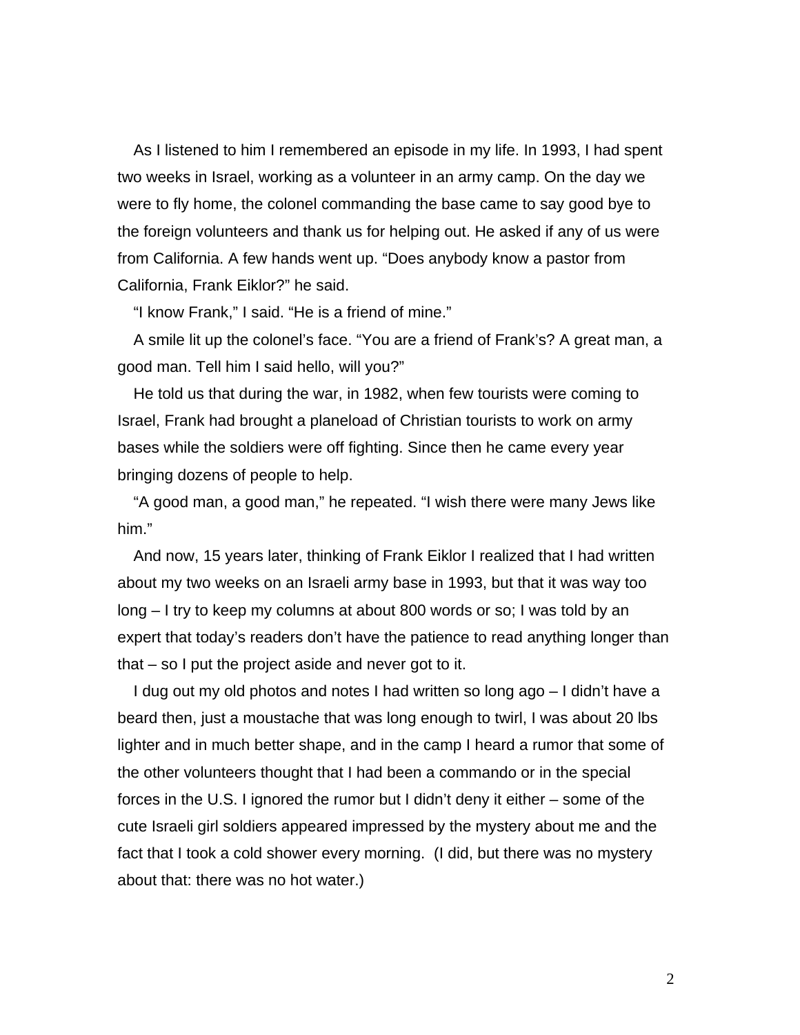As I listened to him I remembered an episode in my life. In 1993, I had spent two weeks in Israel, working as a volunteer in an army camp. On the day we were to fly home, the colonel commanding the base came to say good bye to the foreign volunteers and thank us for helping out. He asked if any of us were from California. A few hands went up. "Does anybody know a pastor from California, Frank Eiklor?" he said.

"I know Frank," I said. "He is a friend of mine."

A smile lit up the colonel's face. "You are a friend of Frank's? A great man, a good man. Tell him I said hello, will you?"

He told us that during the war, in 1982, when few tourists were coming to Israel, Frank had brought a planeload of Christian tourists to work on army bases while the soldiers were off fighting. Since then he came every year bringing dozens of people to help.

"A good man, a good man," he repeated. "I wish there were many Jews like him."

And now, 15 years later, thinking of Frank Eiklor I realized that I had written about my two weeks on an Israeli army base in 1993, but that it was way too long – I try to keep my columns at about 800 words or so; I was told by an expert that today's readers don't have the patience to read anything longer than that – so I put the project aside and never got to it.

I dug out my old photos and notes I had written so long ago – I didn't have a beard then, just a moustache that was long enough to twirl, I was about 20 lbs lighter and in much better shape, and in the camp I heard a rumor that some of the other volunteers thought that I had been a commando or in the special forces in the U.S. I ignored the rumor but I didn't deny it either – some of the cute Israeli girl soldiers appeared impressed by the mystery about me and the fact that I took a cold shower every morning. (I did, but there was no mystery about that: there was no hot water.)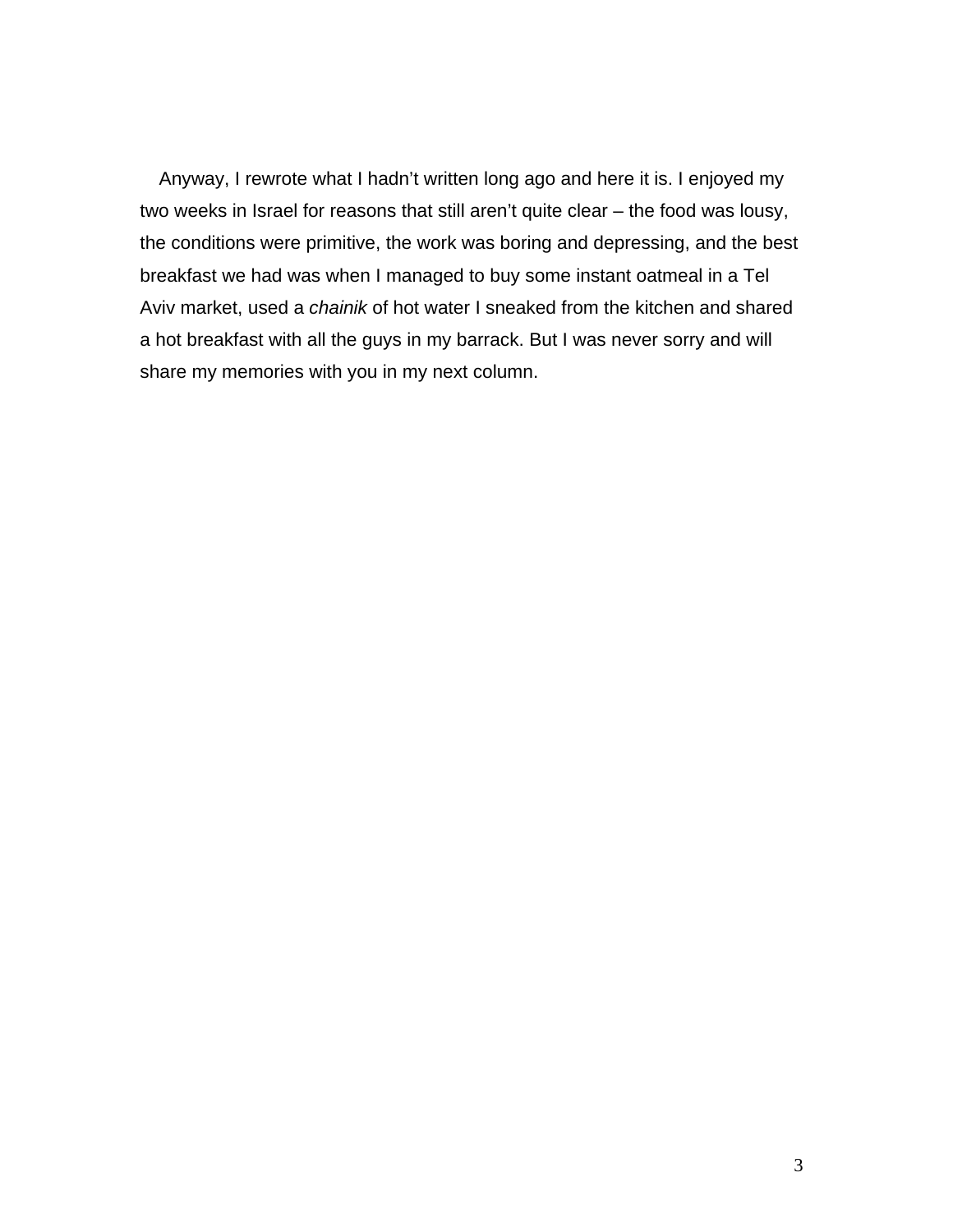Anyway, I rewrote what I hadn't written long ago and here it is. I enjoyed my two weeks in Israel for reasons that still aren't quite clear – the food was lousy, the conditions were primitive, the work was boring and depressing, and the best breakfast we had was when I managed to buy some instant oatmeal in a Tel Aviv market, used a *chainik* of hot water I sneaked from the kitchen and shared a hot breakfast with all the guys in my barrack. But I was never sorry and will share my memories with you in my next column.